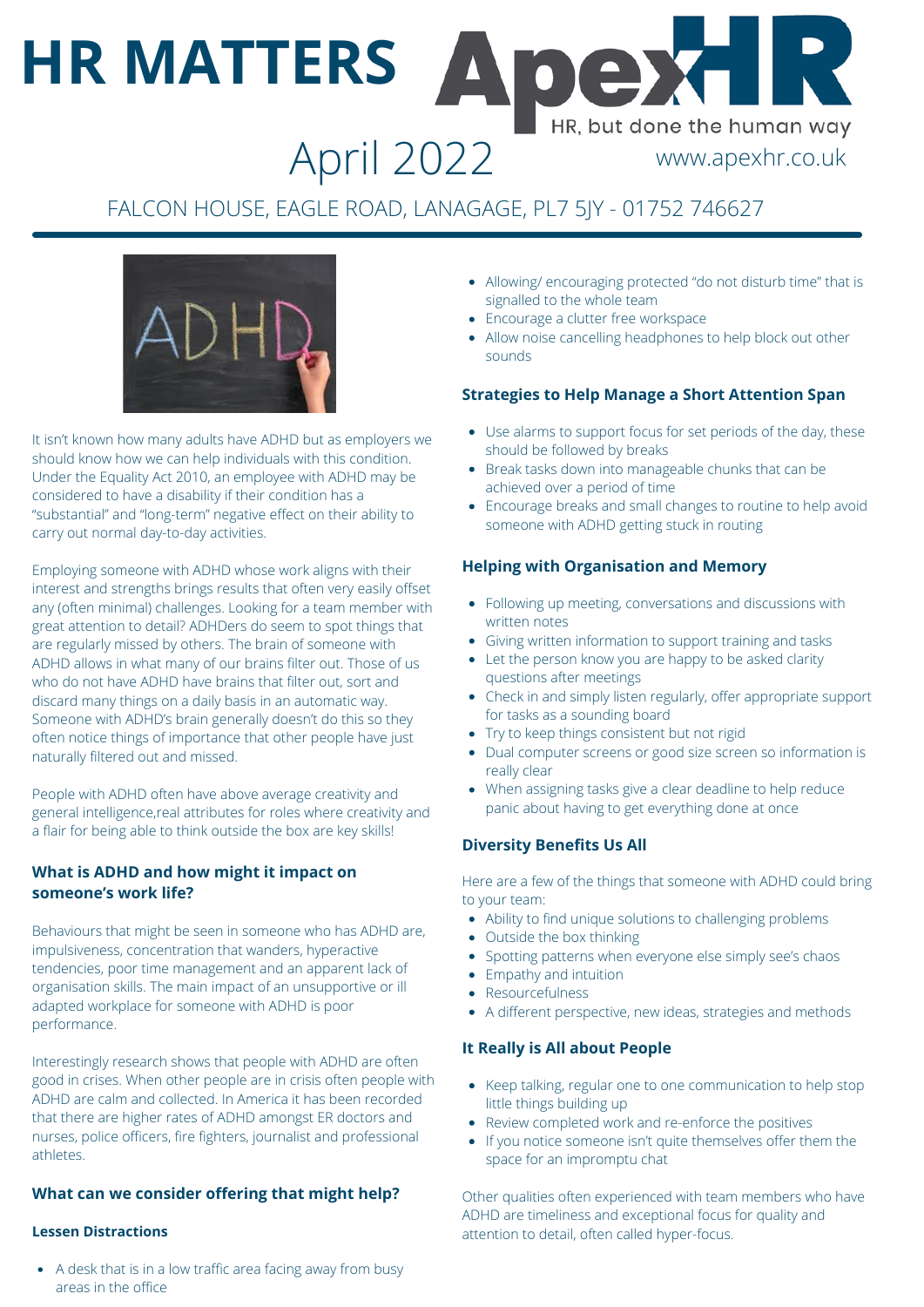# HR MATTERS

ApexHR

HR, but done the human way

April 2022

www.apexhr.co.uk

FALCON HOUSE, EAGLE ROAD, LANAGAGE, PL7 5JY - 01752 746627

It isn't known how many adults have ADHD but as employers we should know how we can help individuals with this condition. Under the Equality Act 2010, an employee with ADHD may be considered to have a disability if their condition has a "substantial" and "long-term" negative effect on their ability to carry out normal day-to-day activities.

Employing someone with ADHD whose work aligns with their interest and strengths brings results that often very easily offset any (often minimal) challenges. Looking for a team member with great attention to detail? ADHDers do seem to spot things that are regularly missed by others. The brain of someone with ADHD allows in what many of our brains filter out. Those of us who do not have ADHD have brains that filter out, sort and discard many things on a daily basis in an automatic way. Someone with ADHD's brain generally doesn't do this so they often notice things of importance that other people have just naturally filtered out and missed.

People with ADHD often have above average creativity and general intelligence,real attributes for roles where creativity and a flair for being able to think outside the box are key skills!

### What is ADHD and how might it impact on someone's work life?

Behaviours that might be seen in someone who has ADHD are, impulsiveness, concentration that wanders, hyperactive tendencies, poor time management and an apparent lack of organisation skills. The main impact of an unsupportive or ill adapted workplace for someone with ADHD is poor performance.

Interestingly research shows that people with ADHD are often good in crises. When other people are in crisis often people with ADHD are calm and collected. In America it has been recorded that there are higher rates of ADHD amongst ER doctors and nurses, police officers, fire fighters, journalist and professional athletes.

### What can we consider offering that might help?

#### Lessen Distractions

- A desk that is in a low traffic area facing away from busy areas in the office
- Allowing/ encouraging protected "do not disturb time" that is signalled to the whole team
- Encourage a clutter free workspace
- Allow noise cancelling headphones to help block out other sounds

### Strategies to Help Manage a Short Attention Span

- Use alarms to support focus for set periods of the day, these should be followed by breaks
- Break tasks down into manageable chunks that can be achieved over a period of time
- Encourage breaks and small changes to routine to help avoid someone with ADHD getting stuck in routing

### Helping with Organisation and Memory

- Following up meeting, conversations and discussions with written notes
- Giving written information to support training and tasks
- Let the person know you are happy to be asked clarity questions after meetings
- Check in and simply listen regularly, offer appropriate support for tasks as a sounding board
- Try to keep things consistent but not rigid
- Dual computer screens or good size screen so information is really clear
- When assigning tasks give a clear deadline to help reduce panic about having to get everything done at once

### Diversity Benefits Us All

Here are a few of the things that someone with ADHD could bring to your team:

- Ability to find unique solutions to challenging problems
- Outside the box thinking
- Spotting patterns when everyone else simply see's chaos
- Empathy and intuition
- Resourcefulness
- A different perspective, new ideas, strategies and methods

### It Really is All about People

- Keep talking, regular one to one communication to help stop little things building up
- Review completed work and re-enforce the positives
- If you notice someone isn't quite themselves offer them the space for an impromptu chat

Other qualities often experienced with team members who have ADHD are timeliness and exceptional focus for quality and attention to detail, often called hyper-focus.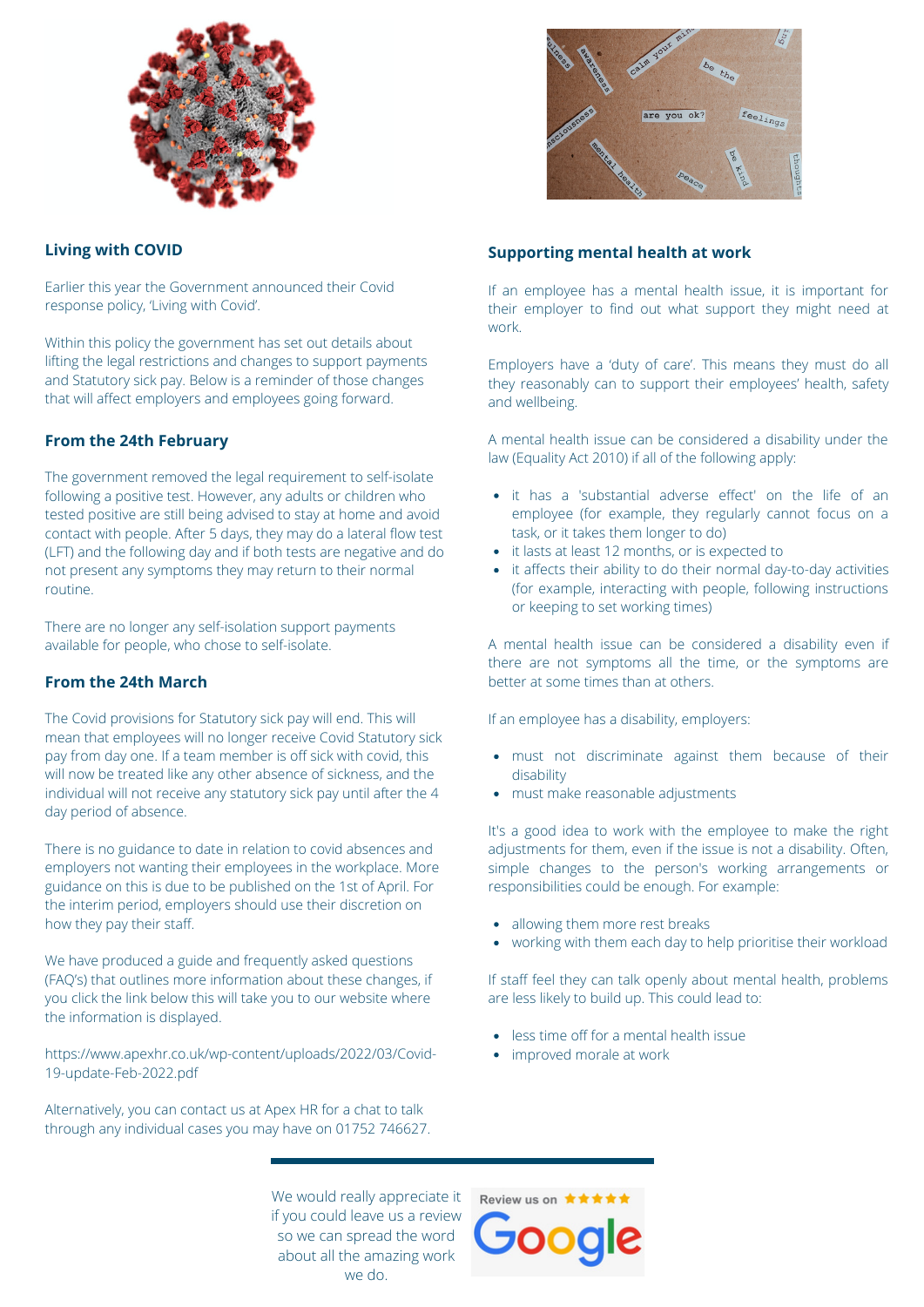## Living with COVID

Earlier this year the Government announced their Covid response policy, 'Living with Covid'.

Within this policy the government has set out details about lifting the legal restrictions and changes to support payments and Statutory sick pay. Below is a reminder of those changes that will affect employers and employees going forward.

### From the 24th February

The government removed the legal requirement to self-isolate following a positive test. However, any adults or children who tested positive are still being advised to stay at home and avoid contact with people. After 5 days, they may do a lateral flow test (LFT) and the following day and if both tests are negative and do not present any symptoms they may return to their normal routine.

There are no longer any self-isolation support payments available for people, who chose to self-isolate.

### From the 24th March

The Covid provisions for Statutory sick pay will end. This will mean that employees will no longer receive Covid Statutory sick pay from day one. If a team member is off sick with covid, this will now be treated like any other absence of sickness, and the individual will not receive any statutory sick pay until after the 4 day period of absence.

There is no guidance to date in relation to covid absences and employers not wanting their employees in the workplace. More guidance on this is due to be published on the 1st of April. For the interim period, employers should use their discretion on how they pay their staff.

We have produced a guide and frequently asked questions (FAQ's) that outlines more information about these changes, if you click the link below this will take you to our website where the information is displayed.

https://www.apexhr.co.uk/wp-content/uploads/2022/03/Covid-19-update-Feb-2022.pdf

Alternatively, you can contact us at Apex HR for a chat to talk through any individual cases you may have on 01752 746627.

## Supporting mental health at work

If an employee has a mental health issue, it is important for their employer to find out what support they might need at work.

Employers have a 'duty of care'. This means they must do all they reasonably can to support their employees' health, safety and wellbeing.

A mental health issue can be considered a disability under the law (Equality Act 2010) if all of the following apply:

- it has a 'substantial adverse effect' on the life of an employee (for example, they regularly cannot focus on a task, or it takes them longer to do)
- it lasts at least 12 months, or is expected to
- it affects their ability to do their normal day-to-day activities (for example, interacting with people, following instructions or keeping to set working times)

A mental health issue can be considered a disability even if there are not symptoms all the time, or the symptoms are better at some times than at others.

If an employee has a disability, employers:

- must not discriminate against them because of their disability
- must make reasonable adjustments

It's a good idea to work with the employee to make the right adjustments for them, even if the issue is not a disability. Often, simple changes to the person's working arrangements or responsibilities could be enough. For example:

- allowing them more rest breaks
- working with them each day to help prioritise their workload

If staff feel they can talk openly about mental health, problems are less likely to build up. This could lead to:

- less time off for a mental health issue
- improved morale at work

We would really appreciate it if you could leave us a review so we can spread the word about all the amazing work we do.

Review us on Google